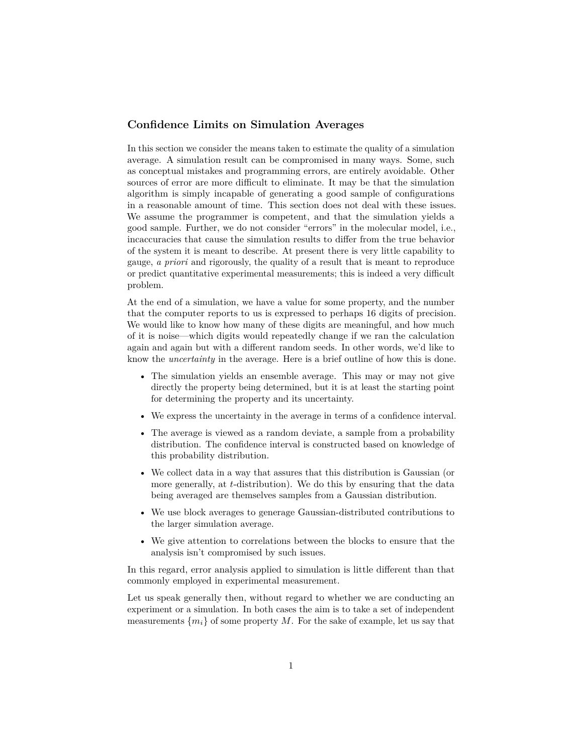## Confidence Limits on Simulation Averages

In this section we consider the means taken to estimate the quality of a simulation average. A simulation result can be compromised in many ways. Some, such as conceptual mistakes and programming errors, are entirely avoidable. Other sources of error are more difficult to eliminate. It may be that the simulation algorithm is simply incapable of generating a good sample of configurations in a reasonable amount of time. This section does not deal with these issues. We assume the programmer is competent, and that the simulation yields a good sample. Further, we do not consider "errors" in the molecular model, i.e., incaccuracies that cause the simulation results to differ from the true behavior of the system it is meant to describe. At present there is very little capability to gauge, *a priori* and rigorously, the quality of a result that is meant to reproduce or predict quantitative experimental measurements; this is indeed a very difficult problem.

At the end of a simulation, we have a value for some property, and the number that the computer reports to us is expressed to perhaps 16 digits of precision. We would like to know how many of these digits are meaningful, and how much of it is noise—which digits would repeatedly change if we ran the calculation again and again but with a different random seeds. In other words, we'd like to know the *uncertainty* in the average. Here is a brief outline of how this is done.

- The simulation yields an ensemble average. This may or may not give directly the property being determined, but it is at least the starting point for determining the property and its uncertainty.
- We express the uncertainty in the average in terms of a confidence interval.
- The average is viewed as a random deviate, a sample from a probability distribution. The confidence interval is constructed based on knowledge of this probability distribution.
- We collect data in a way that assures that this distribution is Gaussian (or more generally, at $t$-distribution). We do this by ensuring that the data being averaged are themselves samples from a Gaussian distribution.
- We use block averages to generage Gaussian-distributed contributions to the larger simulation average.
- We give attention to correlations between the blocks to ensure that the analysis isn't compromised by such issues.

In this regard, error analysis applied to simulation is little different than that commonly employed in experimental measurement.

Let us speak generally then, without regard to whether we are conducting an experiment or a simulation. In both cases the aim is to take a set of independent measurements $\{m_i\}$ of some property $M$. For the sake of example, let us say that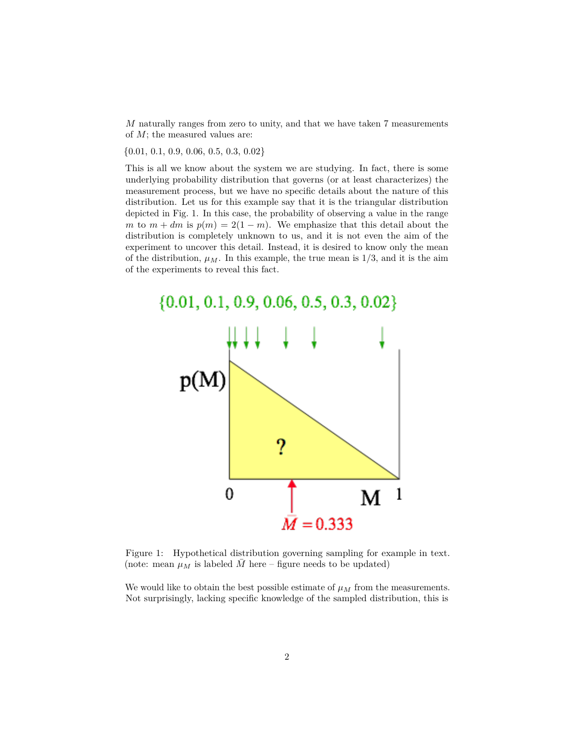$M$ naturally ranges from zero to unity, and that we have taken 7 measurements of $M$; the measured values are:

{0.01, 0.1, 0.9, 0.06, 0.5, 0.3, 0.02}

This is all we know about the system we are studying. In fact, there is some underlying probability distribution that governs (or at least characterizes) the measurement process, but we have no specific details about the nature of this distribution. Let us for this example say that it is the triangular distribution depicted in Fig. 1. In this case, the probability of observing a value in the range $m$ to $m + dm$ is $p(m) = 2(1 - m)$. We emphasize that this detail about the distribution is completely unknown to us, and it is not even the aim of the experiment to uncover this detail. Instead, it is desired to know only the mean of the distribution, $\mu_M$. In this example, the true mean is 1/3, and it is the aim of the experiments to reveal this fact.

Figure 1: Hypothetical distribution governing sampling for example in text. (note: mean $\mu_M$ is labeled $\bar{M}$ here – figure needs to be updated)

We would like to obtain the best possible estimate of $\mu_M$ from the measurements. Not surprisingly, lacking specific knowledge of the sampled distribution, this is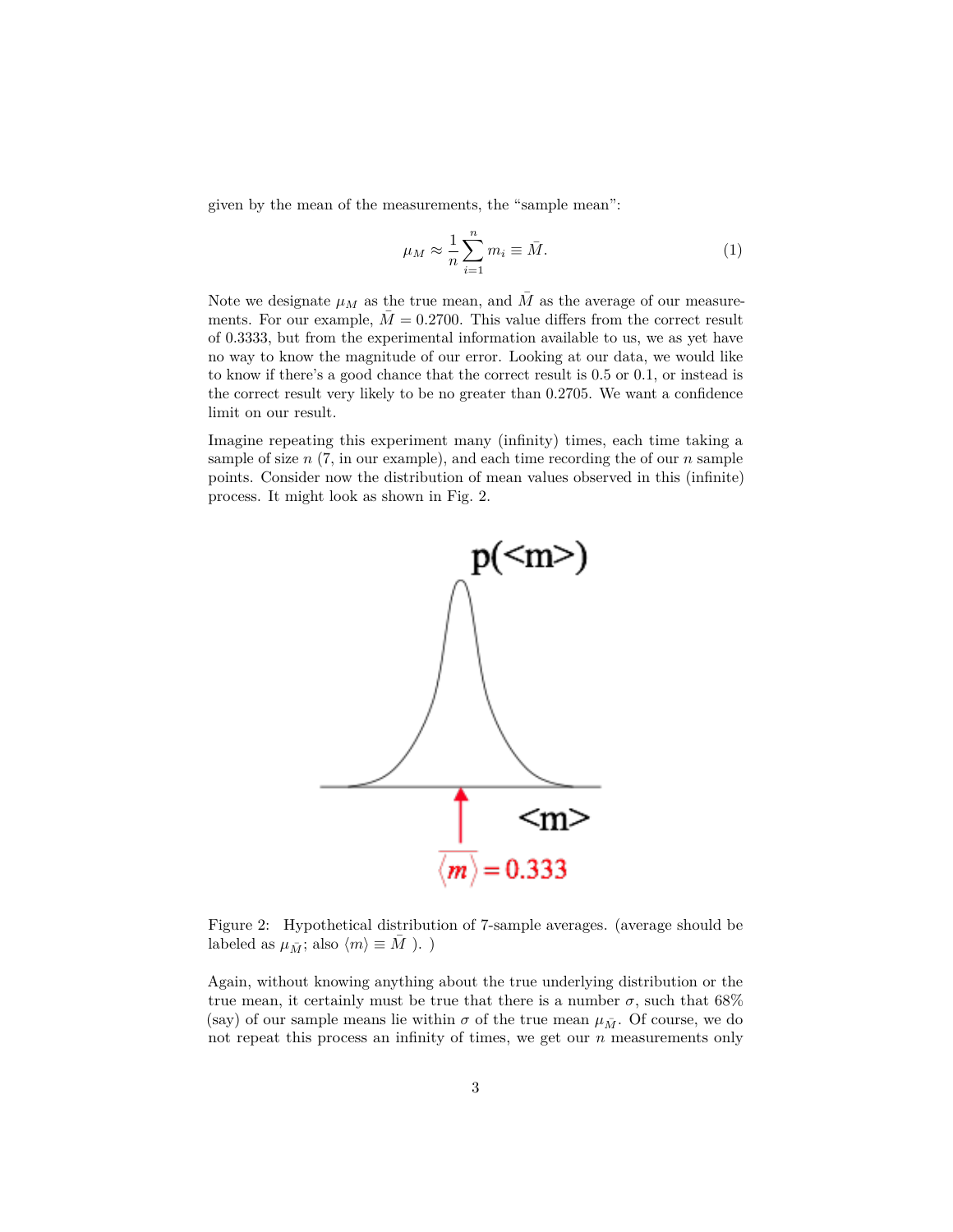given by the mean of the measurements, the "sample mean":

$$\mu_M \approx \frac{1}{n}\sum_{i=1}^{n} m_i \equiv \bar{M}. \tag{1}$$

Note we designate $\mu_M$ as the true mean, and $\bar{M}$ as the average of our measurements. For our example, $\bar{M} = 0.2700$. This value differs from the correct result of 0.3333, but from the experimental information available to us, we as yet have no way to know the magnitude of our error. Looking at our data, we would like to know if there's a good chance that the correct result is 0.5 or 0.1, or instead is the correct result very likely to be no greater than 0.2705. We want a confidence limit on our result.

Imagine repeating this experiment many (infinity) times, each time taking a sample of size $n$ (7, in our example), and each time recording the of our $n$ sample points. Consider now the distribution of mean values observed in this (infinite) process. It might look as shown in Fig. 2.

Figure 2: Hypothetical distribution of 7-sample averages. (average should be labeled as $\mu_{\bar{M}}$; also $\langle m \rangle \equiv \bar{M}$ ). )

Again, without knowing anything about the true underlying distribution or the true mean, it certainly must be true that there is a number $\sigma$, such that 68% (say) of our sample means lie within $\sigma$ of the true mean $\mu_{\bar{M}}$. Of course, we do not repeat this process an infinity of times, we get our $n$ measurements only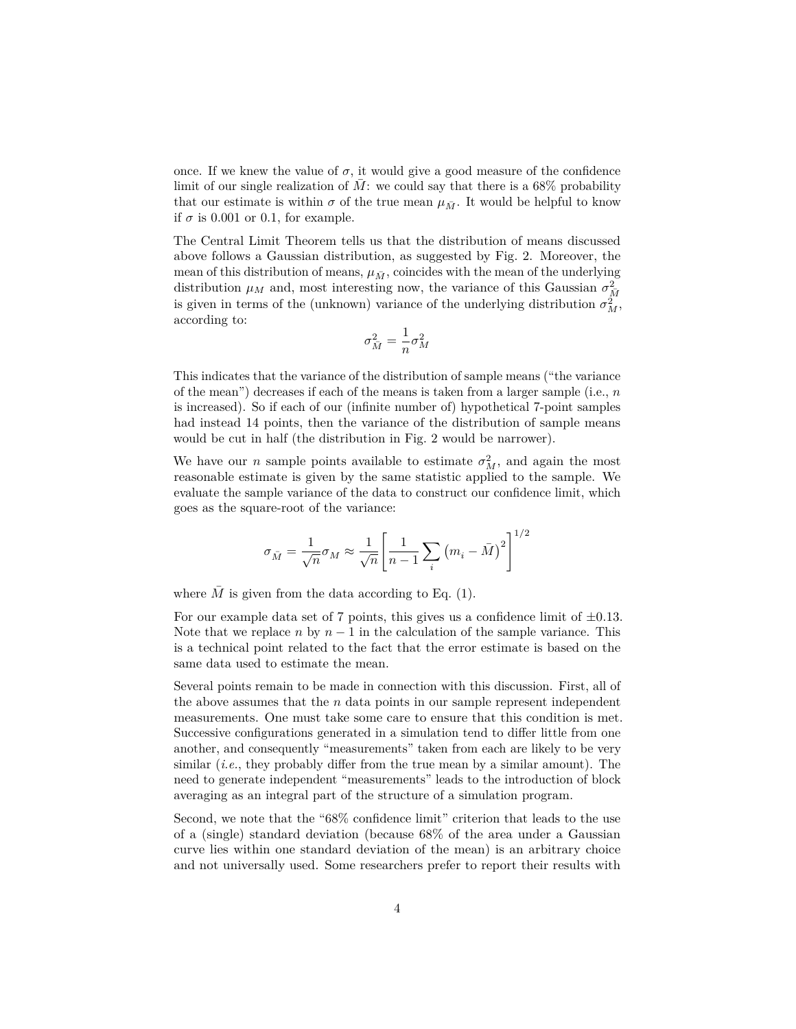once. If we knew the value of $\sigma$, it would give a good measure of the confidence limit of our single realization of $\bar{M}$: we could say that there is a 68% probability that our estimate is within $\sigma$ of the true mean $\mu_{\bar{M}}$. It would be helpful to know if $\sigma$ is 0.001 or 0.1, for example.

The Central Limit Theorem tells us that the distribution of means discussed above follows a Gaussian distribution, as suggested by Fig. 2. Moreover, the mean of this distribution of means, $\mu_{\bar{M}}$, coincides with the mean of the underlying distribution $\mu_M$ and, most interesting now, the variance of this Gaussian $\sigma^2_{\bar{M}}$ is given in terms of the (unknown) variance of the underlying distribution $\sigma^2_M$, according to:

$$\sigma^2_{\bar{M}} = \frac{1}{n}\sigma^2_M$$

This indicates that the variance of the distribution of sample means ("the variance of the mean") decreases if each of the means is taken from a larger sample (i.e., $n$ is increased). So if each of our (infinite number of) hypothetical 7-point samples had instead 14 points, then the variance of the distribution of sample means would be cut in half (the distribution in Fig. 2 would be narrower).

We have our $n$ sample points available to estimate $\sigma^2_M$, and again the most reasonable estimate is given by the same statistic applied to the sample. We evaluate the sample variance of the data to construct our confidence limit, which goes as the square-root of the variance:

$$\sigma_{\bar{M}} = \frac{1}{\sqrt{n}}\sigma_M \approx \frac{1}{\sqrt{n}}\left[\frac{1}{n-1}\sum_i \left(m_i - \bar{M}\right)^2\right]^{1/2}$$

where $\bar{M}$ is given from the data according to Eq. (1).

For our example data set of 7 points, this gives us a confidence limit of $\pm 0.13$. Note that we replace $n$ by $n-1$ in the calculation of the sample variance. This is a technical point related to the fact that the error estimate is based on the same data used to estimate the mean.

Several points remain to be made in connection with this discussion. First, all of the above assumes that the $n$ data points in our sample represent independent measurements. One must take some care to ensure that this condition is met. Successive configurations generated in a simulation tend to differ little from one another, and consequently "measurements" taken from each are likely to be very similar (*i.e.*, they probably differ from the true mean by a similar amount). The need to generate independent "measurements" leads to the introduction of block averaging as an integral part of the structure of a simulation program.

Second, we note that the "68% confidence limit" criterion that leads to the use of a (single) standard deviation (because 68% of the area under a Gaussian curve lies within one standard deviation of the mean) is an arbitrary choice and not universally used. Some researchers prefer to report their results with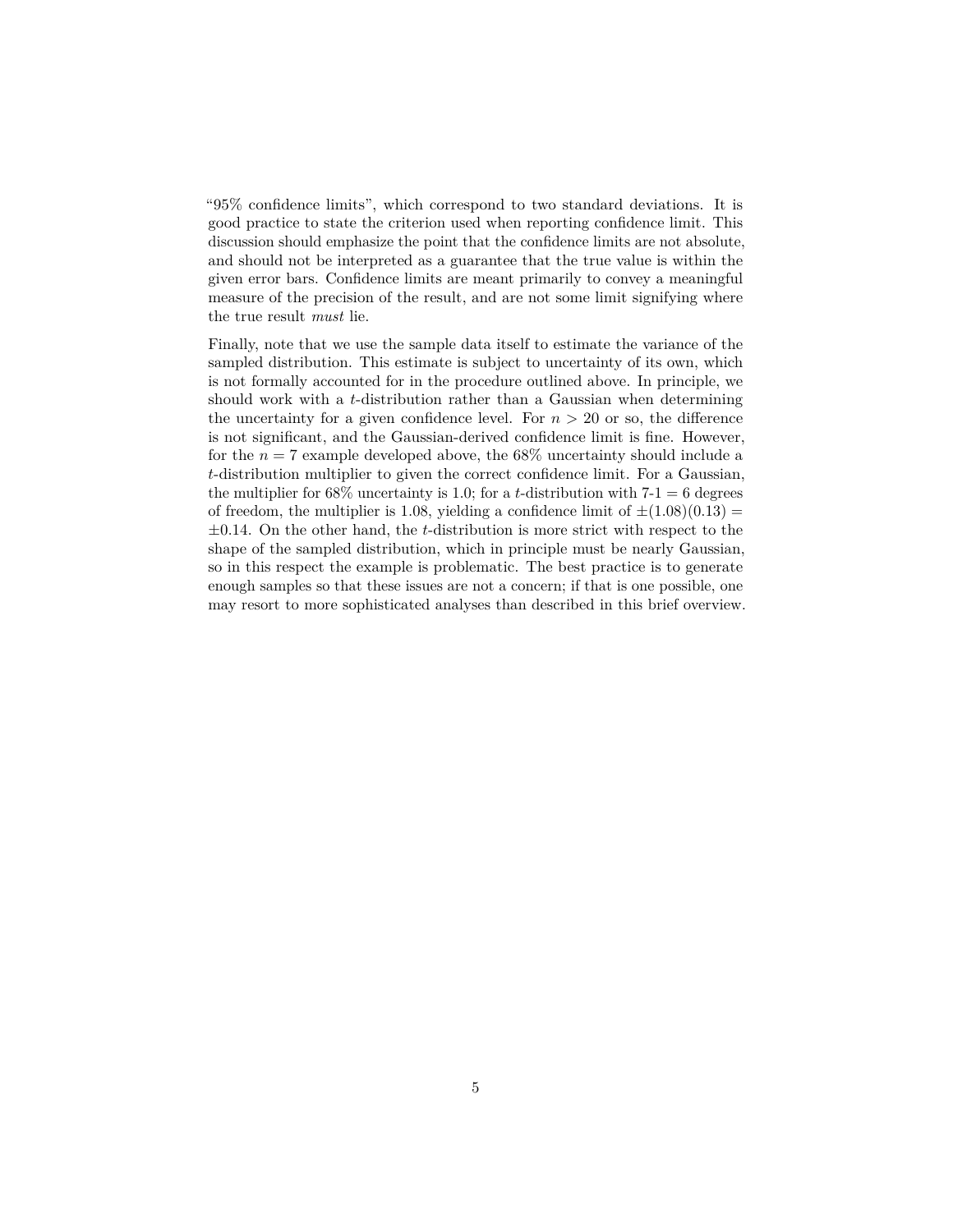"95% confidence limits", which correspond to two standard deviations. It is good practice to state the criterion used when reporting confidence limit. This discussion should emphasize the point that the confidence limits are not absolute, and should not be interpreted as a guarantee that the true value is within the given error bars. Confidence limits are meant primarily to convey a meaningful measure of the precision of the result, and are not some limit signifying where the true result *must* lie.

Finally, note that we use the sample data itself to estimate the variance of the sampled distribution. This estimate is subject to uncertainty of its own, which is not formally accounted for in the procedure outlined above. In principle, we should work with a $t$-distribution rather than a Gaussian when determining the uncertainty for a given confidence level. For $n > 20$ or so, the difference is not significant, and the Gaussian-derived confidence limit is fine. However, for the $n = 7$ example developed above, the 68% uncertainty should include a $t$-distribution multiplier to given the correct confidence limit. For a Gaussian, the multiplier for 68% uncertainty is 1.0; for a $t$-distribution with 7-1 = 6 degrees of freedom, the multiplier is 1.08, yielding a confidence limit of $\pm(1.08)(0.13) = \pm 0.14$. On the other hand, the $t$-distribution is more strict with respect to the shape of the sampled distribution, which in principle must be nearly Gaussian, so in this respect the example is problematic. The best practice is to generate enough samples so that these issues are not a concern; if that is one possible, one may resort to more sophisticated analyses than described in this brief overview.